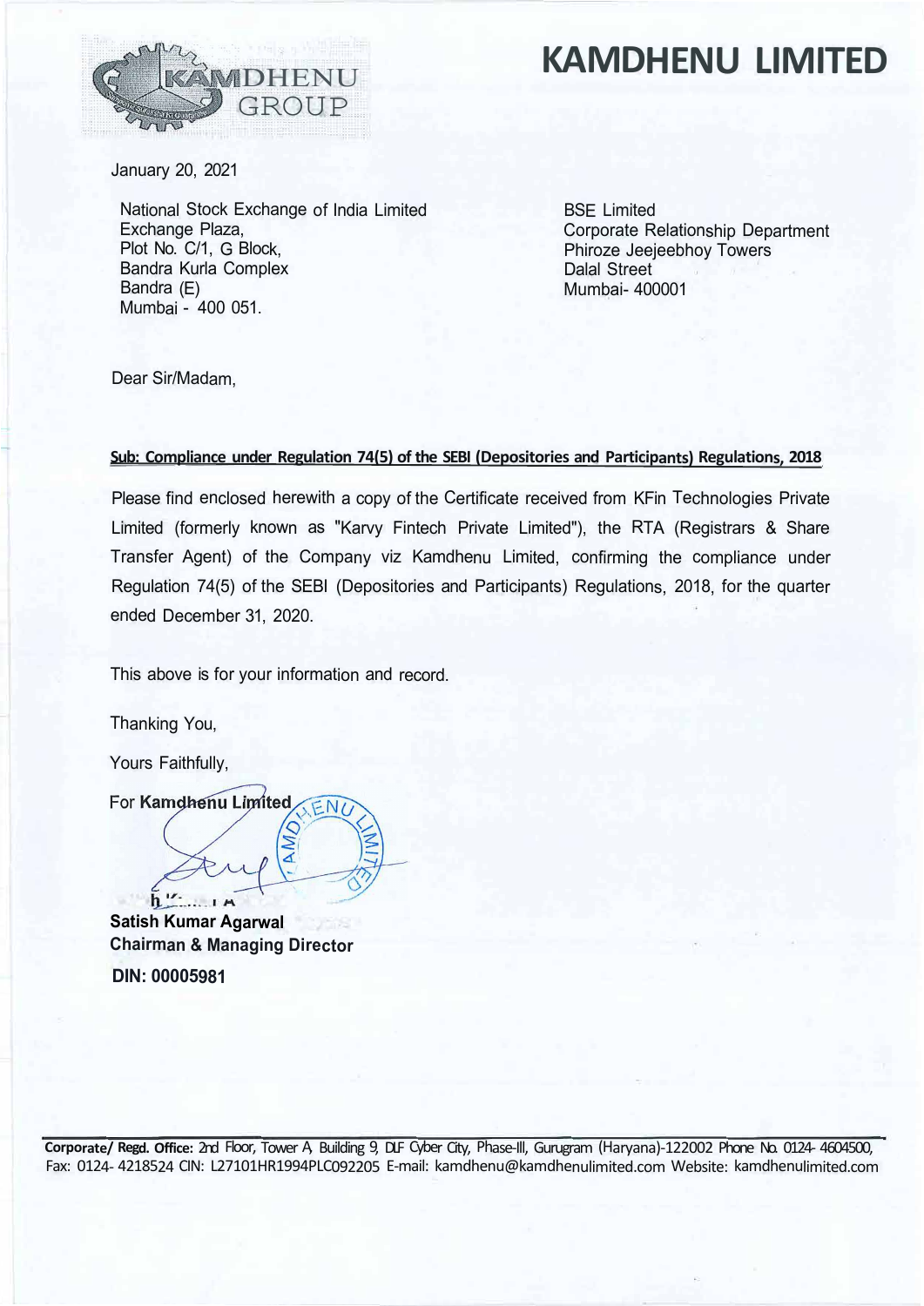# KAMDHENU LIMITED

January 20, 2021

National Stock Exchange of India Limited
Exchange Plaza,
Plot No. C/1, G Block,
Bandra Kurla Complex
Bandra (E)
Mumbai - 400 051.

BSE Limited
Corporate Relationship Department
Phiroze Jeejeebhoy Towers
Dalal Street
Mumbai- 400001

Dear Sir/Madam,

**Sub: Compliance under Regulation 74(5) of the SEBI (Depositories and Participants) Regulations, 2018**

Please find enclosed herewith a copy of the Certificate received from KFin Technologies Private Limited (formerly known as "Karvy Fintech Private Limited"), the RTA (Registrars & Share Transfer Agent) of the Company viz Kamdhenu Limited, confirming the compliance under Regulation 74(5) of the SEBI (Depositories and Participants) Regulations, 2018, for the quarter ended December 31, 2020.

This above is for your information and record.

Thanking You,

Yours Faithfully,

For **Kamdhenu Limited**

**Satish Kumar Agarwal**
**Chairman & Managing Director**
**DIN: 00005981**

**Corporate/ Regd. Office:** 2nd Floor, Tower A, Building 9, DLF Cyber City, Phase-III, Gurugram (Haryana)-122002 Phone No. 0124- 4604500, Fax: 0124- 4218524 CIN: L27101HR1994PLC092205 E-mail: kamdhenu@kamdhenulimited.com Website: kamdhenulimited.com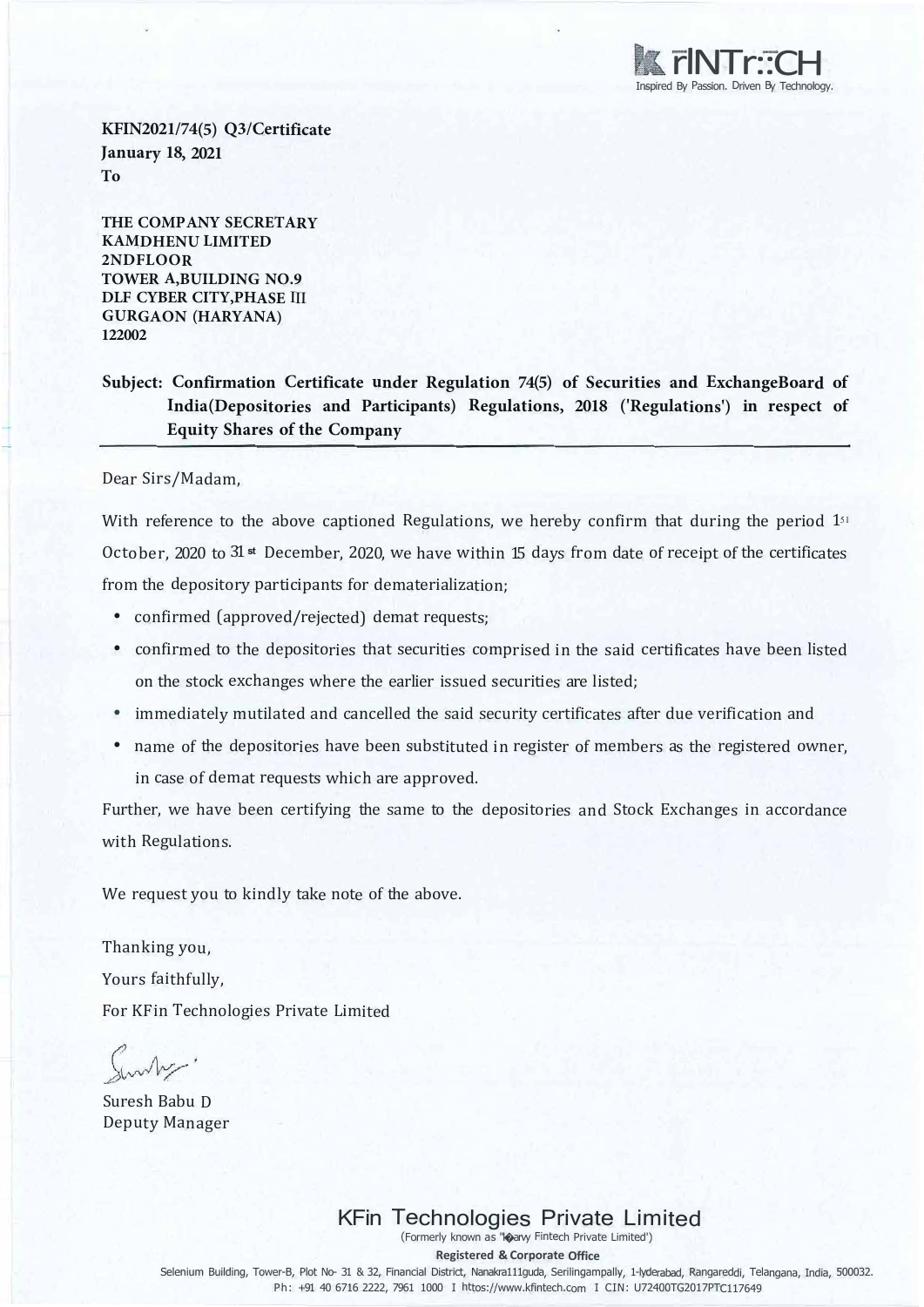KFIN2021/74(5) Q3/Certificate
January 18, 2021
To

THE COMPANY SECRETARY
KAMDHENU LIMITED
2NDFLOOR
TOWER A,BUILDING NO.9
DLF CYBER CITY,PHASE III
GURGAON (HARYANA)
122002

**Subject: Confirmation Certificate under Regulation 74(5) of Securities and ExchangeBoard of India(Depositories and Participants) Regulations, 2018 ('Regulations') in respect of Equity Shares of the Company**

Dear Sirs/Madam,

With reference to the above captioned Regulations, we hereby confirm that during the period 1st October, 2020 to 31st December, 2020, we have within 15 days from date of receipt of the certificates from the depository participants for dematerialization;

- confirmed (approved/rejected) demat requests;
- confirmed to the depositories that securities comprised in the said certificates have been listed on the stock exchanges where the earlier issued securities are listed;
- immediately mutilated and cancelled the said security certificates after due verification and
- name of the depositories have been substituted in register of members as the registered owner, in case of demat requests which are approved.

Further, we have been certifying the same to the depositories and Stock Exchanges in accordance with Regulations.

We request you to kindly take note of the above.

Thanking you,
Yours faithfully,
For KFin Technologies Private Limited

Suresh Babu D
Deputy Manager

**KFin Technologies Private Limited**
(Formerly known as "Karvy Fintech Private Limited")
**Registered & Corporate Office**
Selenium Building, Tower-B, Plot No- 31 & 32, Financial District, Nanakramguda, Serilingampally, Hyderabad, Rangareddi, Telangana, India, 500032.
Ph: +91 40 6716 2222, 7961 1000 I https://www.kfintech.com I CIN: U72400TG2017PTC117649